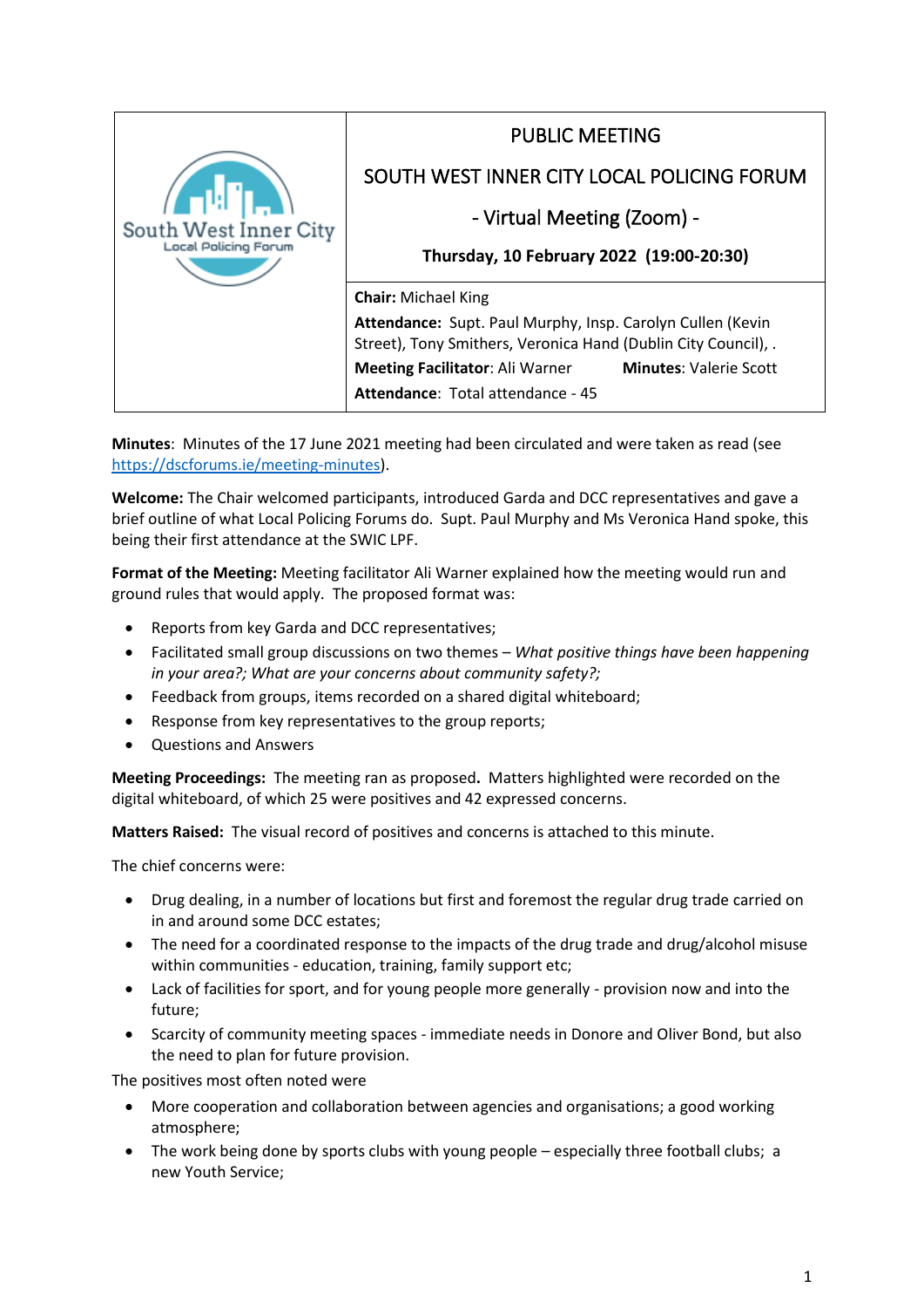| South West Inner City Local Policing Forum | PUBLIC MEETING<br>SOUTH WEST INNER CITY LOCAL POLICING FORUM<br>- Virtual Meeting (Zoom) -<br>**Thursday, 10 February 2022 (19:00-20:30)** |
|---|---|
| | **Chair:** Michael King<br>**Attendance:** Supt. Paul Murphy, Insp. Carolyn Cullen (Kevin Street), Tony Smithers, Veronica Hand (Dublin City Council), .<br>**Meeting Facilitator**: Ali Warner **Minutes**: Valerie Scott<br>**Attendance**: Total attendance - 45 |

**Minutes**: Minutes of the 17 June 2021 meeting had been circulated and were taken as read (see https://dscforums.ie/meeting-minutes).

**Welcome:** The Chair welcomed participants, introduced Garda and DCC representatives and gave a brief outline of what Local Policing Forums do. Supt. Paul Murphy and Ms Veronica Hand spoke, this being their first attendance at the SWIC LPF.

**Format of the Meeting:** Meeting facilitator Ali Warner explained how the meeting would run and ground rules that would apply. The proposed format was:

- Reports from key Garda and DCC representatives;
- Facilitated small group discussions on two themes – *What positive things have been happening in your area?; What are your concerns about community safety?;*
- Feedback from groups, items recorded on a shared digital whiteboard;
- Response from key representatives to the group reports;
- Questions and Answers

**Meeting Proceedings:** The meeting ran as proposed**.** Matters highlighted were recorded on the digital whiteboard, of which 25 were positives and 42 expressed concerns.

**Matters Raised:** The visual record of positives and concerns is attached to this minute.

The chief concerns were:

- Drug dealing, in a number of locations but first and foremost the regular drug trade carried on in and around some DCC estates;
- The need for a coordinated response to the impacts of the drug trade and drug/alcohol misuse within communities - education, training, family support etc;
- Lack of facilities for sport, and for young people more generally - provision now and into the future;
- Scarcity of community meeting spaces - immediate needs in Donore and Oliver Bond, but also the need to plan for future provision.

The positives most often noted were

- More cooperation and collaboration between agencies and organisations; a good working atmosphere;
- The work being done by sports clubs with young people – especially three football clubs; a new Youth Service;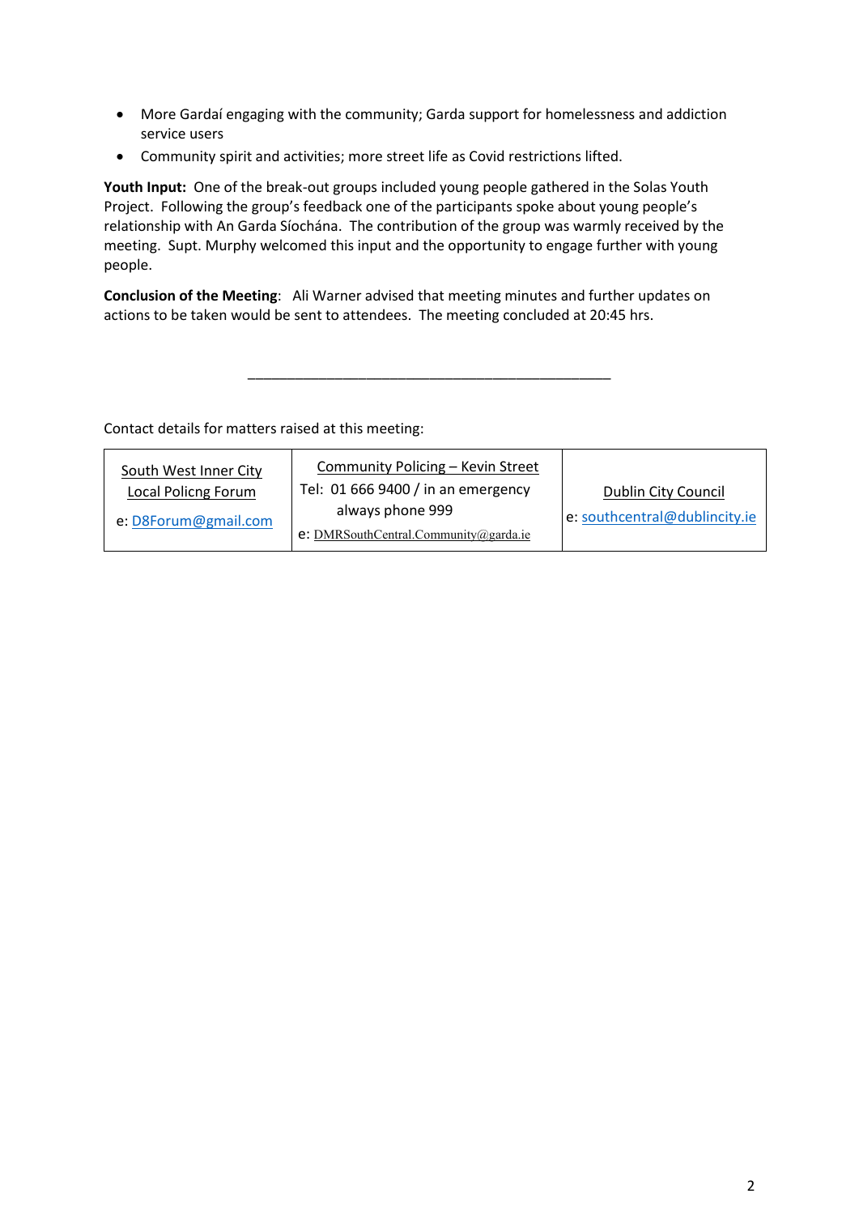- More Gardaí engaging with the community; Garda support for homelessness and addiction service users
- Community spirit and activities; more street life as Covid restrictions lifted.

**Youth Input:** One of the break-out groups included young people gathered in the Solas Youth Project. Following the group's feedback one of the participants spoke about young people's relationship with An Garda Síochána. The contribution of the group was warmly received by the meeting. Supt. Murphy welcomed this input and the opportunity to engage further with young people.

**Conclusion of the Meeting**: Ali Warner advised that meeting minutes and further updates on actions to be taken would be sent to attendees. The meeting concluded at 20:45 hrs.

---

Contact details for matters raised at this meeting:

| | | |
|---|---|---|
| South West Inner City Local Policng Forum<br>e: D8Forum@gmail.com | Community Policing – Kevin Street<br>Tel: 01 666 9400 / in an emergency always phone 999<br>e: DMRSouthCentral.Community@garda.ie | Dublin City Council<br>e: southcentral@dublincity.ie |